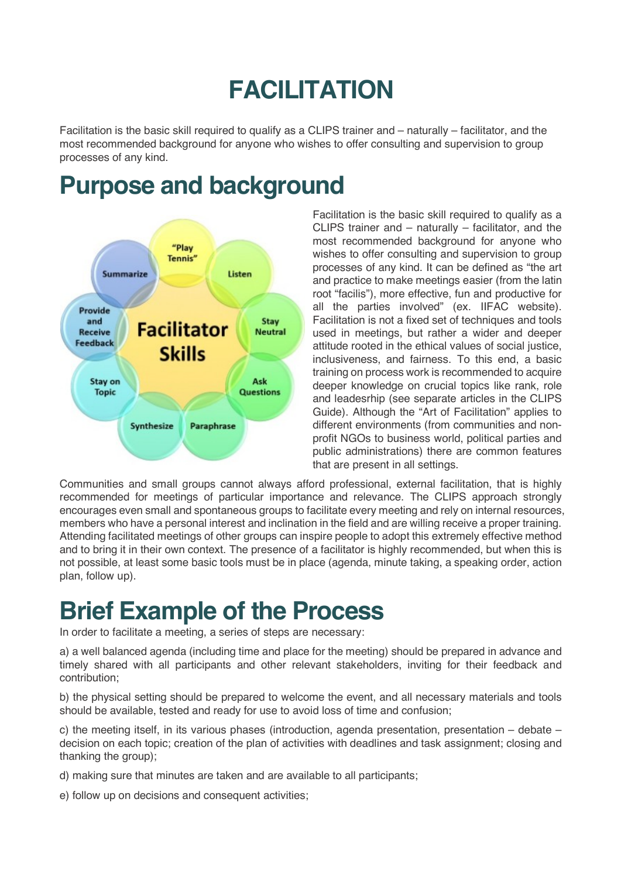# FACILITATION

Facilitation is the basic skill required to qualify as a CLIPS trainer and – naturally – facilitator, and the most recommended background for anyone who wishes to offer consulting and supervision to group processes of any kind.

## Purpose and background

Facilitation is the basic skill required to qualify as a CLIPS trainer and – naturally – facilitator, and the most recommended background for anyone who wishes to offer consulting and supervision to group processes of any kind. It can be defined as "the art and practice to make meetings easier (from the latin root "facilis"), more effective, fun and productive for all the parties involved" (ex. IIFAC website). Facilitation is not a fixed set of techniques and tools used in meetings, but rather a wider and deeper attitude rooted in the ethical values of social justice, inclusiveness, and fairness. To this end, a basic training on process work is recommended to acquire deeper knowledge on crucial topics like rank, role and leadesrhip (see separate articles in the CLIPS Guide). Although the "Art of Facilitation" applies to different environments (from communities and non-profit NGOs to business world, political parties and public administrations) there are common features that are present in all settings.

Communities and small groups cannot always afford professional, external facilitation, that is highly recommended for meetings of particular importance and relevance. The CLIPS approach strongly encourages even small and spontaneous groups to facilitate every meeting and rely on internal resources, members who have a personal interest and inclination in the field and are willing receive a proper training. Attending facilitated meetings of other groups can inspire people to adopt this extremely effective method and to bring it in their own context. The presence of a facilitator is highly recommended, but when this is not possible, at least some basic tools must be in place (agenda, minute taking, a speaking order, action plan, follow up).

## Brief Example of the Process

In order to facilitate a meeting, a series of steps are necessary:

a) a well balanced agenda (including time and place for the meeting) should be prepared in advance and timely shared with all participants and other relevant stakeholders, inviting for their feedback and contribution;

b) the physical setting should be prepared to welcome the event, and all necessary materials and tools should be available, tested and ready for use to avoid loss of time and confusion;

c) the meeting itself, in its various phases (introduction, agenda presentation, presentation – debate – decision on each topic; creation of the plan of activities with deadlines and task assignment; closing and thanking the group);

d) making sure that minutes are taken and are available to all participants;

e) follow up on decisions and consequent activities;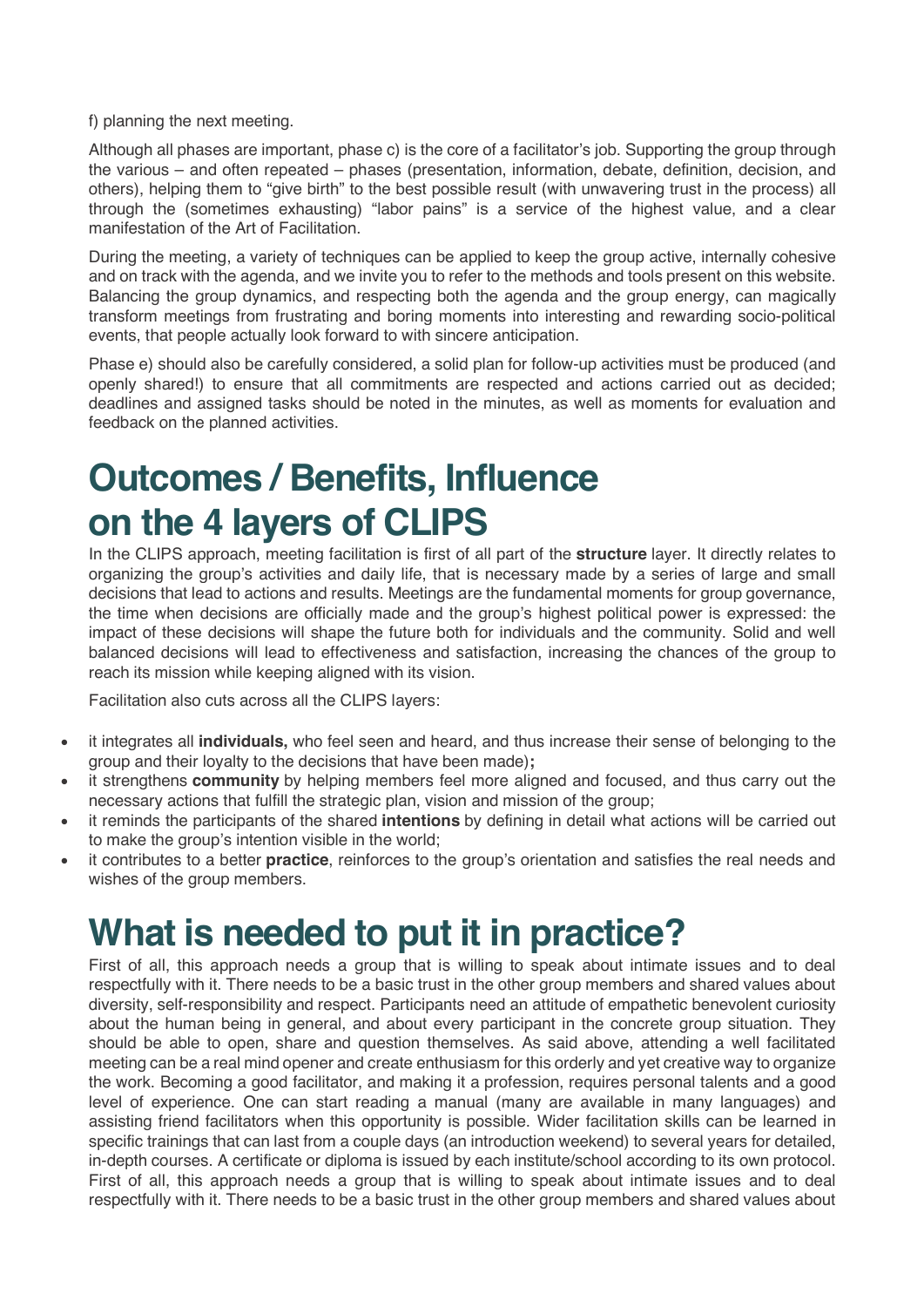f) planning the next meeting.

Although all phases are important, phase c) is the core of a facilitator's job. Supporting the group through the various – and often repeated – phases (presentation, information, debate, definition, decision, and others), helping them to "give birth" to the best possible result (with unwavering trust in the process) all through the (sometimes exhausting) "labor pains" is a service of the highest value, and a clear manifestation of the Art of Facilitation.

During the meeting, a variety of techniques can be applied to keep the group active, internally cohesive and on track with the agenda, and we invite you to refer to the methods and tools present on this website. Balancing the group dynamics, and respecting both the agenda and the group energy, can magically transform meetings from frustrating and boring moments into interesting and rewarding socio-political events, that people actually look forward to with sincere anticipation.

Phase e) should also be carefully considered, a solid plan for follow-up activities must be produced (and openly shared!) to ensure that all commitments are respected and actions carried out as decided; deadlines and assigned tasks should be noted in the minutes, as well as moments for evaluation and feedback on the planned activities.

# Outcomes / Benefits, Influence on the 4 layers of CLIPS

In the CLIPS approach, meeting facilitation is first of all part of the **structure** layer. It directly relates to organizing the group's activities and daily life, that is necessary made by a series of large and small decisions that lead to actions and results. Meetings are the fundamental moments for group governance, the time when decisions are officially made and the group's highest political power is expressed: the impact of these decisions will shape the future both for individuals and the community. Solid and well balanced decisions will lead to effectiveness and satisfaction, increasing the chances of the group to reach its mission while keeping aligned with its vision.

Facilitation also cuts across all the CLIPS layers:

- it integrates all **individuals,** who feel seen and heard, and thus increase their sense of belonging to the group and their loyalty to the decisions that have been made)**;**
- it strengthens **community** by helping members feel more aligned and focused, and thus carry out the necessary actions that fulfill the strategic plan, vision and mission of the group;
- it reminds the participants of the shared **intentions** by defining in detail what actions will be carried out to make the group's intention visible in the world;
- it contributes to a better **practice**, reinforces to the group's orientation and satisfies the real needs and wishes of the group members.

# What is needed to put it in practice?

First of all, this approach needs a group that is willing to speak about intimate issues and to deal respectfully with it. There needs to be a basic trust in the other group members and shared values about diversity, self-responsibility and respect. Participants need an attitude of empathetic benevolent curiosity about the human being in general, and about every participant in the concrete group situation. They should be able to open, share and question themselves. As said above, attending a well facilitated meeting can be a real mind opener and create enthusiasm for this orderly and yet creative way to organize the work. Becoming a good facilitator, and making it a profession, requires personal talents and a good level of experience. One can start reading a manual (many are available in many languages) and assisting friend facilitators when this opportunity is possible. Wider facilitation skills can be learned in specific trainings that can last from a couple days (an introduction weekend) to several years for detailed, in-depth courses. A certificate or diploma is issued by each institute/school according to its own protocol. First of all, this approach needs a group that is willing to speak about intimate issues and to deal respectfully with it. There needs to be a basic trust in the other group members and shared values about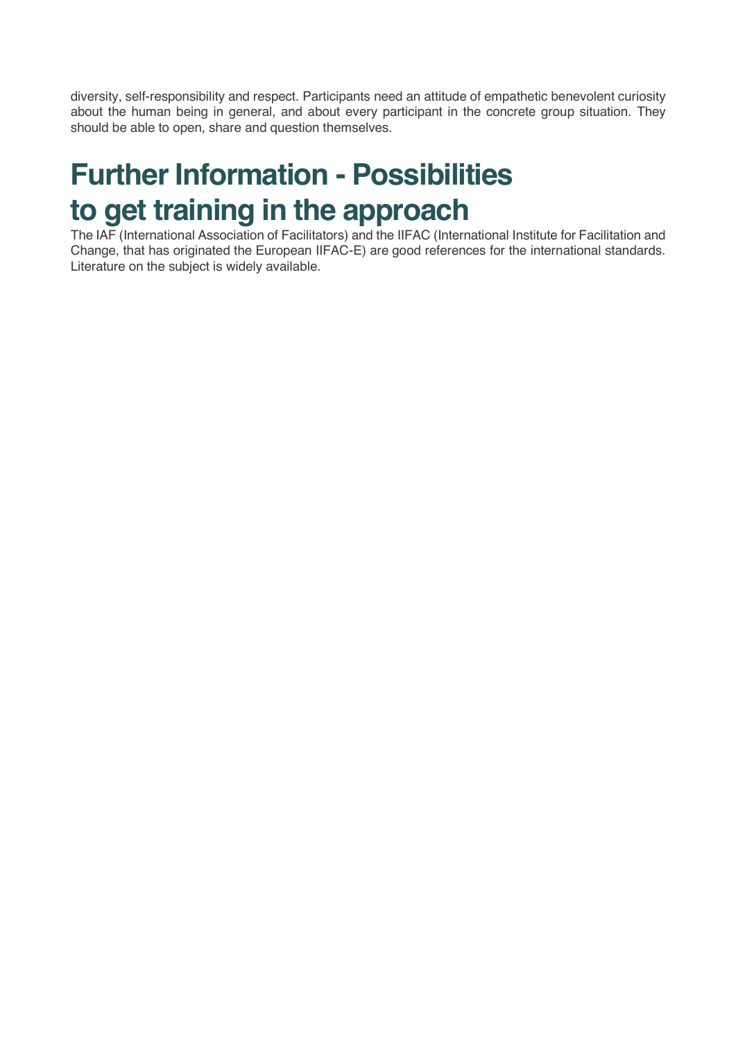diversity, self-responsibility and respect. Participants need an attitude of empathetic benevolent curiosity about the human being in general, and about every participant in the concrete group situation. They should be able to open, share and question themselves.

# Further Information - Possibilities to get training in the approach

The IAF (International Association of Facilitators) and the IIFAC (International Institute for Facilitation and Change, that has originated the European IIFAC-E) are good references for the international standards. Literature on the subject is widely available.